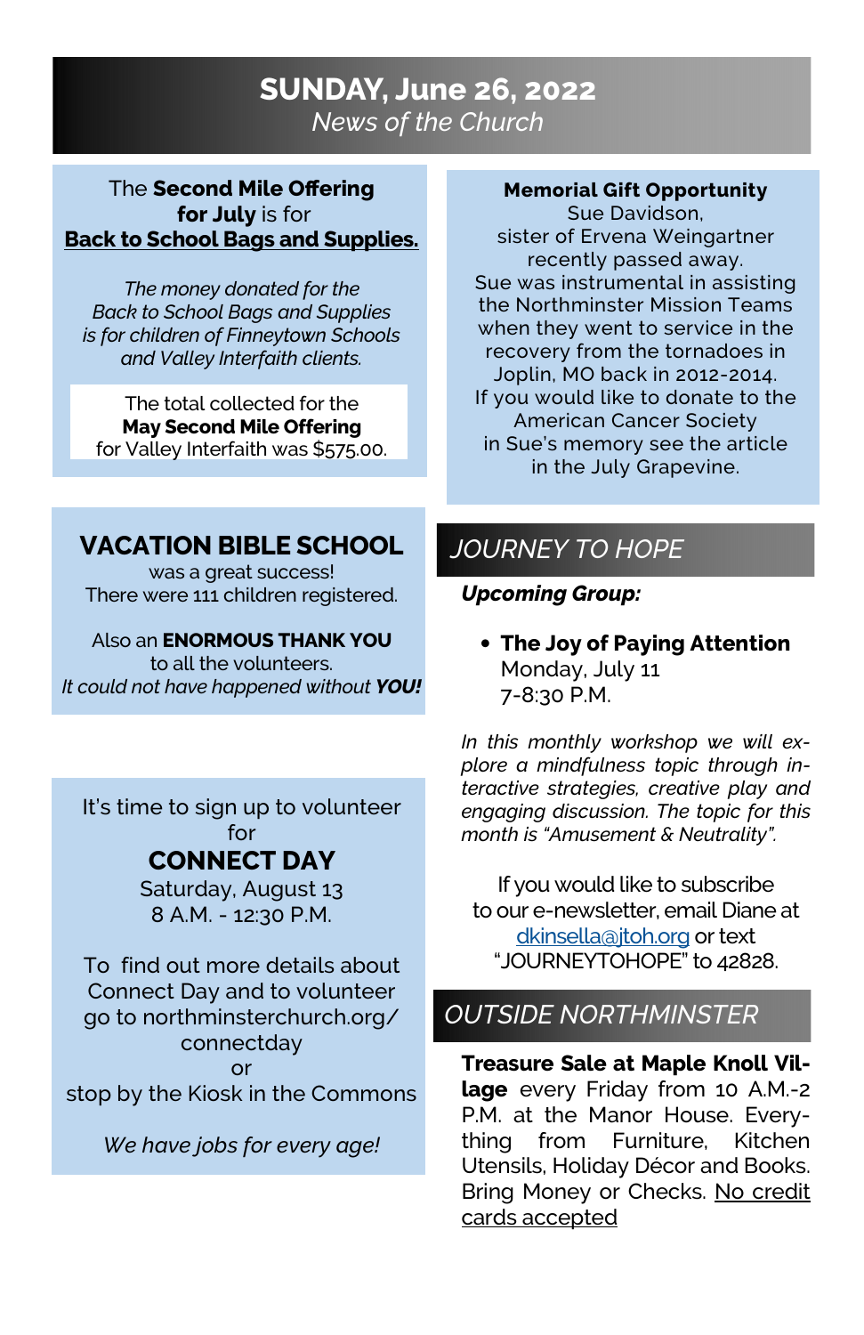# SUNDAY, June 26, 2022

*News of the Church*

The **Second Mile Offering for July** is for **Back to School Bags and Supplies.**

*The money donated for the Back to School Bags and Supplies is for children of Finneytown Schools and Valley Interfaith clients.*

The total collected for the **May Second Mile Offering** for Valley Interfaith was $575.00.

## VACATION BIBLE SCHOOL

was a great success!
There were 111 children registered.

Also an **ENORMOUS THANK YOU** to all the volunteers.
*It could not have happened without **YOU!***

It's time to sign up to volunteer for

## CONNECT DAY

Saturday, August 13
8 A.M. - 12:30 P.M.

To find out more details about Connect Day and to volunteer go to northminsterchurch.org/connectday
or
stop by the Kiosk in the Commons

*We have jobs for every age!*

**Memorial Gift Opportunity**

Sue Davidson,
sister of Ervena Weingartner
recently passed away.
Sue was instrumental in assisting the Northminster Mission Teams when they went to service in the recovery from the tornadoes in Joplin, MO back in 2012-2014.
If you would like to donate to the American Cancer Society in Sue's memory see the article in the July Grapevine.

## *JOURNEY TO HOPE*

***Upcoming Group:***

- **The Joy of Paying Attention**
  Monday, July 11
  7-8:30 P.M.

*In this monthly workshop we will explore a mindfulness topic through interactive strategies, creative play and engaging discussion. The topic for this month is "Amusement & Neutrality".*

If you would like to subscribe to our e-newsletter, email Diane at dkinsella@jtoh.org or text "JOURNEYTOHOPE" to 42828.

## *OUTSIDE NORTHMINSTER*

**Treasure Sale at Maple Knoll Village** every Friday from 10 A.M.-2 P.M. at the Manor House. Everything from Furniture, Kitchen Utensils, Holiday Décor and Books. Bring Money or Checks. No credit cards accepted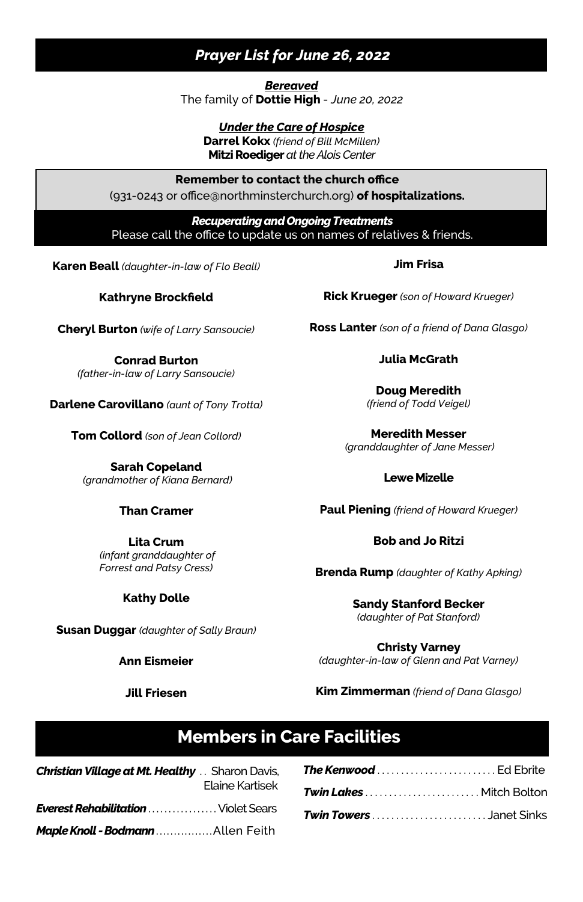## *Prayer List for June 26, 2022*

***Bereaved***

The family of **Dottie High** - *June 20, 2022*

***Under the Care of Hospice***

**Darrel Kokx** *(friend of Bill McMillen)*

**Mitzi Roediger** *at the Alois Center*

**Remember to contact the church office** (931-0243 or office@northminsterchurch.org) **of hospitalizations.**

***Recuperating and Ongoing Treatments***

Please call the office to update us on names of relatives & friends.

**Karen Beall** *(daughter-in-law of Flo Beall)*

**Kathryne Brockfield**

**Cheryl Burton** *(wife of Larry Sansoucie)*

**Conrad Burton** *(father-in-law of Larry Sansoucie)*

**Darlene Carovillano** *(aunt of Tony Trotta)*

**Tom Collord** *(son of Jean Collord)*

**Sarah Copeland** *(grandmother of Kiana Bernard)*

**Than Cramer**

**Lita Crum** *(infant granddaughter of Forrest and Patsy Cress)*

**Kathy Dolle**

**Susan Duggar** *(daughter of Sally Braun)*

**Ann Eismeier**

**Jill Friesen**

**Jim Frisa**

**Rick Krueger** *(son of Howard Krueger)*

**Ross Lanter** *(son of a friend of Dana Glasgo)*

**Julia McGrath**

**Doug Meredith** *(friend of Todd Veigel)*

**Meredith Messer** *(granddaughter of Jane Messer)*

**Lewe Mizelle**

**Paul Piening** *(friend of Howard Krueger)*

**Bob and Jo Ritzi**

**Brenda Rump** *(daughter of Kathy Apking)*

**Sandy Stanford Becker** *(daughter of Pat Stanford)*

**Christy Varney** *(daughter-in-law of Glenn and Pat Varney)*

**Kim Zimmerman** *(friend of Dana Glasgo)*

## Members in Care Facilities

***Christian Village at Mt. Healthy*** .. Sharon Davis, Elaine Kartisek

***Everest Rehabilitation*** ................. Violet Sears

***Maple Knoll - Bodmann*** ................Allen Feith

***The Kenwood*** ......................... Ed Ebrite

***Twin Lakes*** ........................ Mitch Bolton

***Twin Towers*** ........................ Janet Sinks